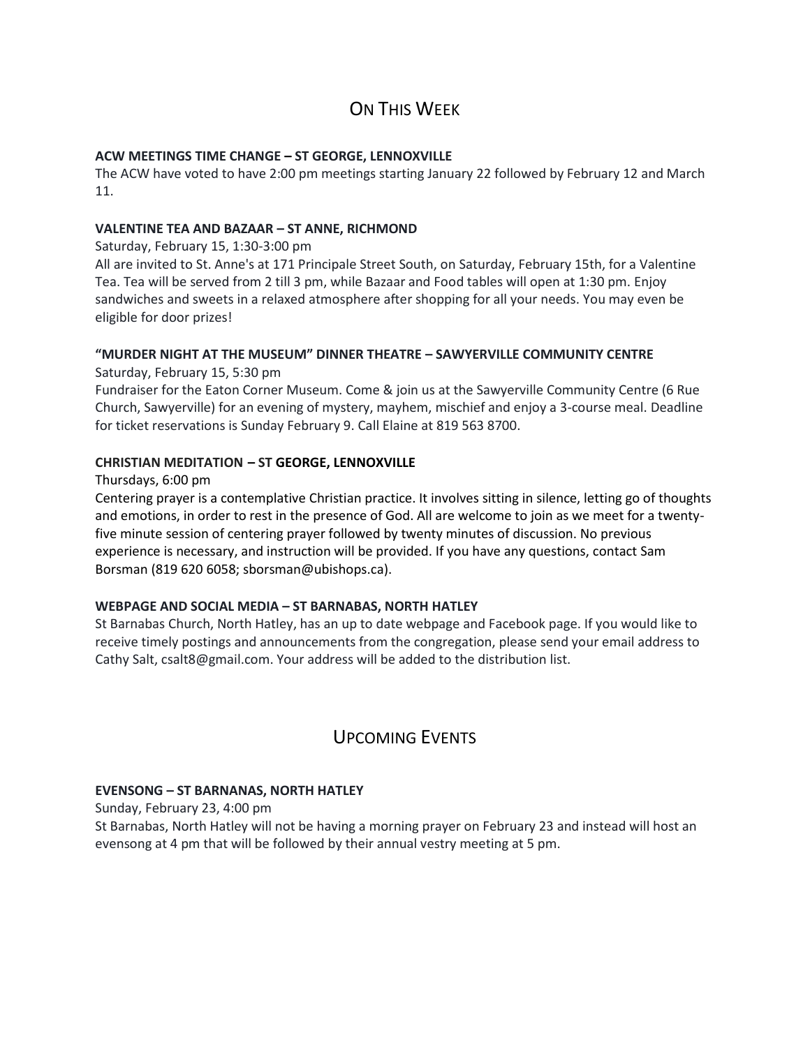# On This Week

**ACW MEETINGS TIME CHANGE – ST GEORGE, LENNOXVILLE**

The ACW have voted to have 2:00 pm meetings starting January 22 followed by February 12 and March 11.

**VALENTINE TEA AND BAZAAR – ST ANNE, RICHMOND**

Saturday, February 15, 1:30-3:00 pm

All are invited to St. Anne's at 171 Principale Street South, on Saturday, February 15th, for a Valentine Tea. Tea will be served from 2 till 3 pm, while Bazaar and Food tables will open at 1:30 pm. Enjoy sandwiches and sweets in a relaxed atmosphere after shopping for all your needs. You may even be eligible for door prizes!

**"MURDER NIGHT AT THE MUSEUM" DINNER THEATRE – SAWYERVILLE COMMUNITY CENTRE**

Saturday, February 15, 5:30 pm

Fundraiser for the Eaton Corner Museum. Come & join us at the Sawyerville Community Centre (6 Rue Church, Sawyerville) for an evening of mystery, mayhem, mischief and enjoy a 3-course meal. Deadline for ticket reservations is Sunday February 9. Call Elaine at 819 563 8700.

**CHRISTIAN MEDITATION – ST GEORGE, LENNOXVILLE**

Thursdays, 6:00 pm

Centering prayer is a contemplative Christian practice. It involves sitting in silence, letting go of thoughts and emotions, in order to rest in the presence of God. All are welcome to join as we meet for a twenty-five minute session of centering prayer followed by twenty minutes of discussion. No previous experience is necessary, and instruction will be provided. If you have any questions, contact Sam Borsman (819 620 6058; sborsman@ubishops.ca).

**WEBPAGE AND SOCIAL MEDIA – ST BARNABAS, NORTH HATLEY**

St Barnabas Church, North Hatley, has an up to date webpage and Facebook page. If you would like to receive timely postings and announcements from the congregation, please send your email address to Cathy Salt, csalt8@gmail.com. Your address will be added to the distribution list.

# Upcoming Events

**EVENSONG – ST BARNANAS, NORTH HATLEY**

Sunday, February 23, 4:00 pm

St Barnabas, North Hatley will not be having a morning prayer on February 23 and instead will host an evensong at 4 pm that will be followed by their annual vestry meeting at 5 pm.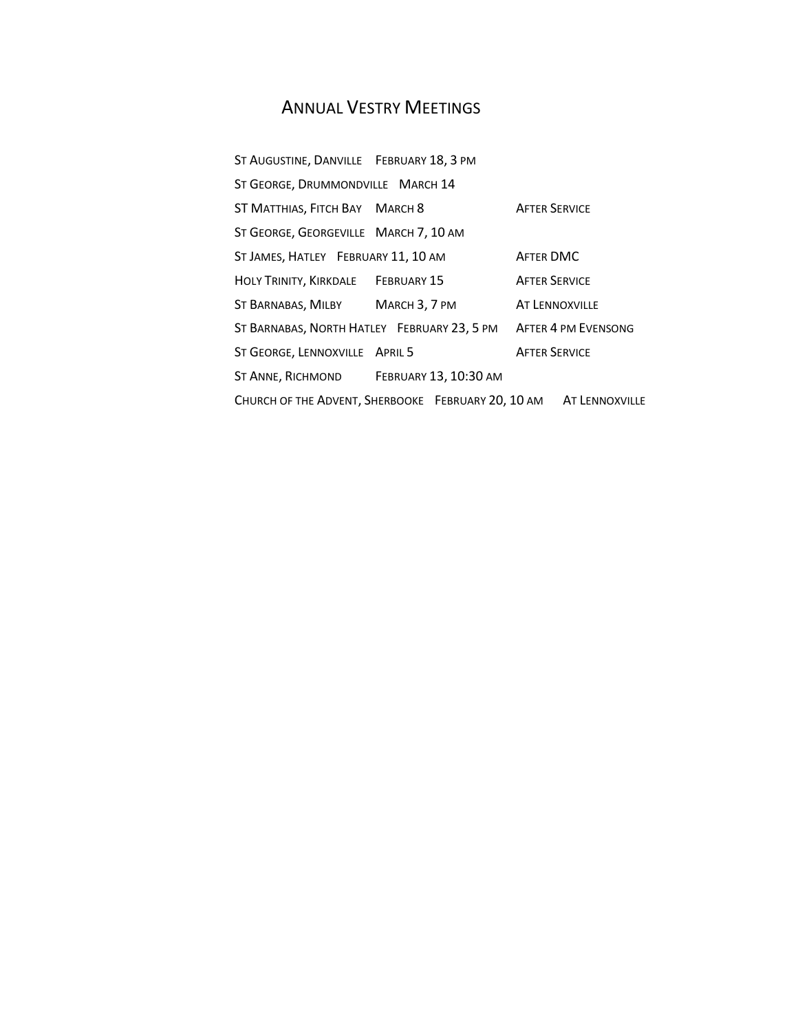## Annual Vestry Meetings

| | | |
|---|---|---|
| St Augustine, Danville | February 18, 3 pm | |
| St George, Drummondville | March 14 | |
| ST Matthias, Fitch Bay | March 8 | After Service |
| St George, Georgeville | March 7, 10 am | |
| St James, Hatley | February 11, 10 am | After DMC |
| Holy Trinity, Kirkdale | February 15 | After Service |
| St Barnabas, Milby | March 3, 7 pm | At Lennoxville |
| St Barnabas, North Hatley | February 23, 5 pm | After 4 pm Evensong |
| St George, Lennoxville | April 5 | After Service |
| St Anne, Richmond | February 13, 10:30 am | |
| Church of the Advent, Sherbooke | February 20, 10 am | At Lennoxville |